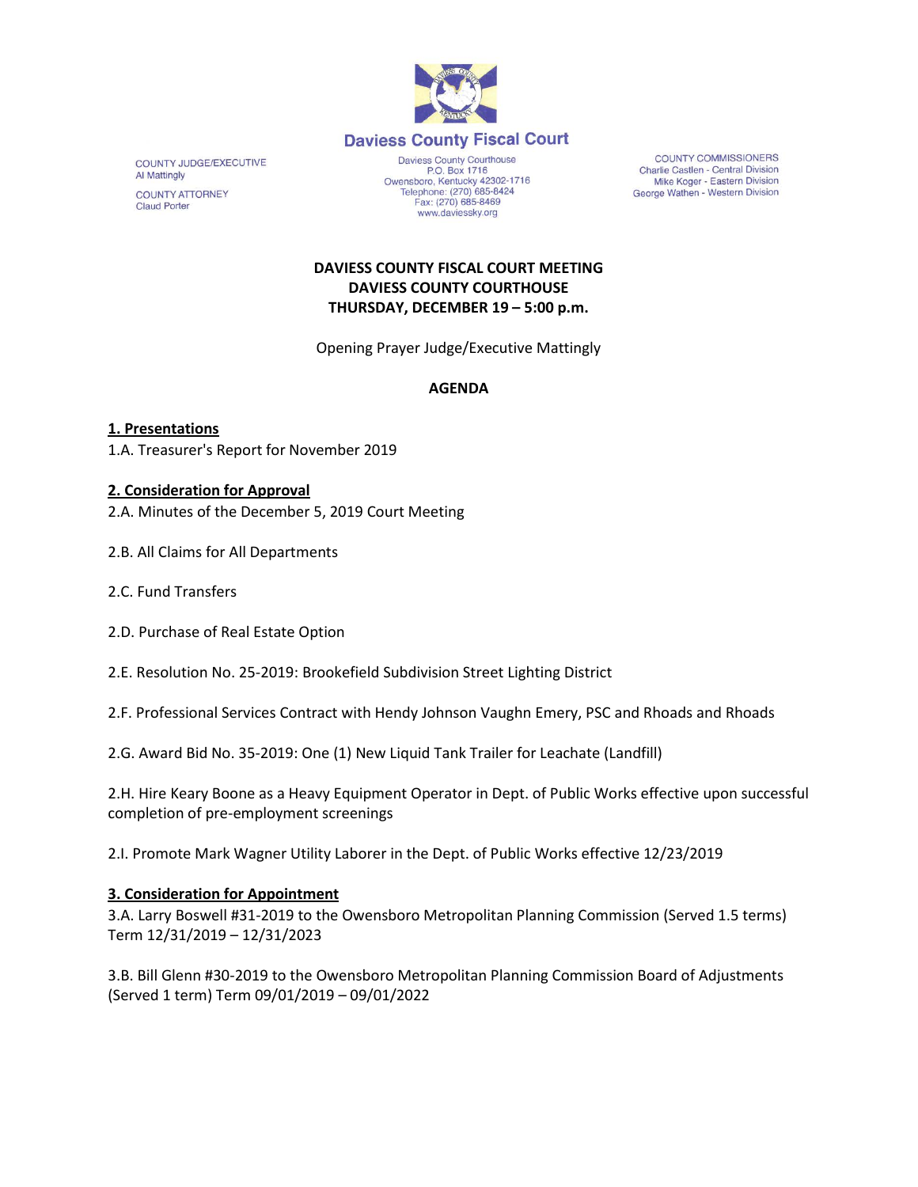# Daviess County Fiscal Court

COUNTY JUDGE/EXECUTIVE
Al Mattingly

COUNTY ATTORNEY
Claud Porter

Daviess County Courthouse
P.O. Box 1716
Owensboro, Kentucky 42302-1716
Telephone: (270) 685-8424
Fax: (270) 685-8469
www.daviessky.org

COUNTY COMMISSIONERS
Charlie Castlen - Central Division
Mike Koger - Eastern Division
George Wathen - Western Division

**DAVIESS COUNTY FISCAL COURT MEETING**
**DAVIESS COUNTY COURTHOUSE**
**THURSDAY, DECEMBER 19 – 5:00 p.m.**

Opening Prayer Judge/Executive Mattingly

**AGENDA**

## 1. Presentations

1.A. Treasurer's Report for November 2019

## 2. Consideration for Approval

2.A. Minutes of the December 5, 2019 Court Meeting

2.B. All Claims for All Departments

2.C. Fund Transfers

2.D. Purchase of Real Estate Option

2.E. Resolution No. 25-2019: Brookefield Subdivision Street Lighting District

2.F. Professional Services Contract with Hendy Johnson Vaughn Emery, PSC and Rhoads and Rhoads

2.G. Award Bid No. 35-2019: One (1) New Liquid Tank Trailer for Leachate (Landfill)

2.H. Hire Keary Boone as a Heavy Equipment Operator in Dept. of Public Works effective upon successful completion of pre-employment screenings

2.I. Promote Mark Wagner Utility Laborer in the Dept. of Public Works effective 12/23/2019

## 3. Consideration for Appointment

3.A. Larry Boswell #31-2019 to the Owensboro Metropolitan Planning Commission (Served 1.5 terms) Term 12/31/2019 – 12/31/2023

3.B. Bill Glenn #30-2019 to the Owensboro Metropolitan Planning Commission Board of Adjustments (Served 1 term) Term 09/01/2019 – 09/01/2022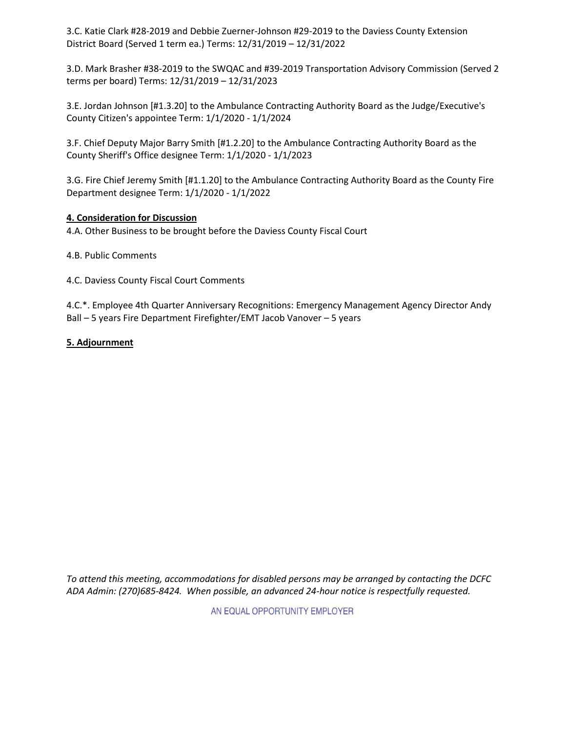3.C. Katie Clark #28-2019 and Debbie Zuerner-Johnson #29-2019 to the Daviess County Extension District Board (Served 1 term ea.) Terms: 12/31/2019 – 12/31/2022

3.D. Mark Brasher #38-2019 to the SWQAC and #39-2019 Transportation Advisory Commission (Served 2 terms per board) Terms: 12/31/2019 – 12/31/2023

3.E. Jordan Johnson [#1.3.20] to the Ambulance Contracting Authority Board as the Judge/Executive's County Citizen's appointee Term: 1/1/2020 - 1/1/2024

3.F. Chief Deputy Major Barry Smith [#1.2.20] to the Ambulance Contracting Authority Board as the County Sheriff's Office designee Term: 1/1/2020 - 1/1/2023

3.G. Fire Chief Jeremy Smith [#1.1.20] to the Ambulance Contracting Authority Board as the County Fire Department designee Term: 1/1/2020 - 1/1/2022

**4. Consideration for Discussion**

4.A. Other Business to be brought before the Daviess County Fiscal Court

4.B. Public Comments

4.C. Daviess County Fiscal Court Comments

4.C.*. Employee 4th Quarter Anniversary Recognitions: Emergency Management Agency Director Andy Ball – 5 years Fire Department Firefighter/EMT Jacob Vanover – 5 years

**5. Adjournment**

*To attend this meeting, accommodations for disabled persons may be arranged by contacting the DCFC ADA Admin: (270)685-8424. When possible, an advanced 24-hour notice is respectfully requested.*

AN EQUAL OPPORTUNITY EMPLOYER